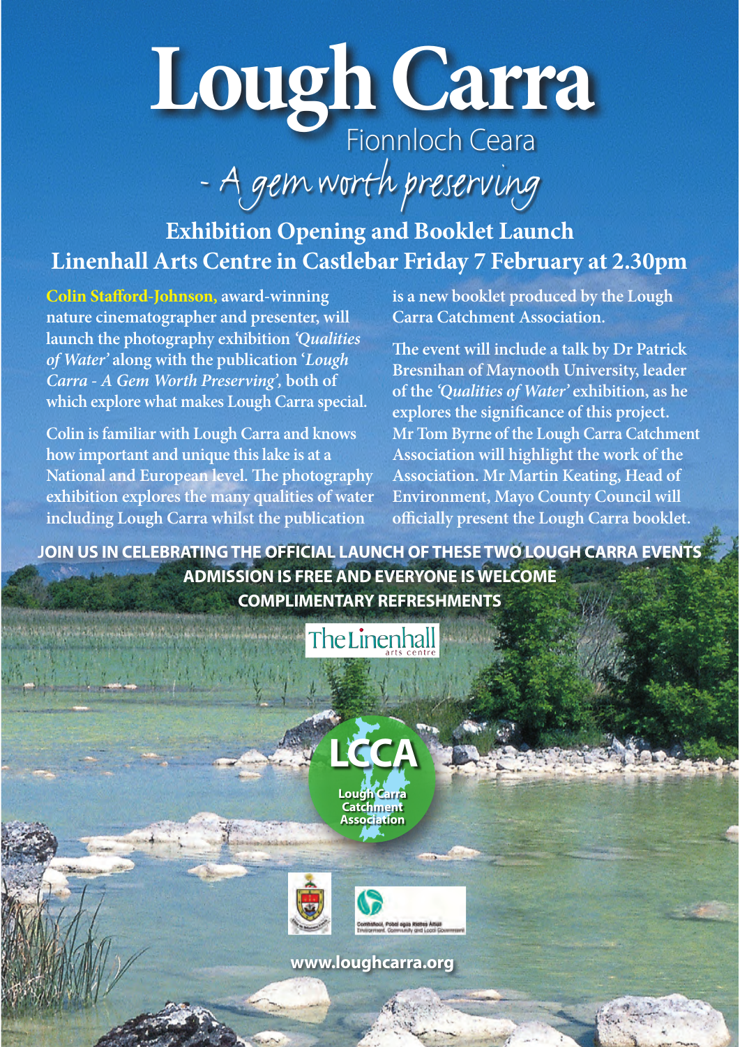# Lough Carra

Fionnloch Ceara

- A gem worth preserving

## Exhibition Opening and Booklet Launch
## Linenhall Arts Centre in Castlebar Friday 7 February at 2.30pm

**Colin Stafford-Johnson,** award-winning nature cinematographer and presenter, will launch the photography exhibition *'Qualities of Water'* along with the publication *'Lough Carra - A Gem Worth Preserving'*, both of which explore what makes Lough Carra special.

Colin is familiar with Lough Carra and knows how important and unique this lake is at a National and European level. The photography exhibition explores the many qualities of water including Lough Carra whilst the publication is a new booklet produced by the Lough Carra Catchment Association.

The event will include a talk by Dr Patrick Bresnihan of Maynooth University, leader of the *'Qualities of Water'* exhibition, as he explores the significance of this project. Mr Tom Byrne of the Lough Carra Catchment Association will highlight the work of the Association. Mr Martin Keating, Head of Environment, Mayo County Council will officially present the Lough Carra booklet.

**JOIN US IN CELEBRATING THE OFFICIAL LAUNCH OF THESE TWO LOUGH CARRA EVENTS**

**ADMISSION IS FREE AND EVERYONE IS WELCOME**

**COMPLIMENTARY REFRESHMENTS**

The Linenhall arts centre

LCCA Lough Carra Catchment Association

Comhshaol, Pobal agus Rialtas Áitiúil
Environment, Community and Local Government

**www.loughcarra.org**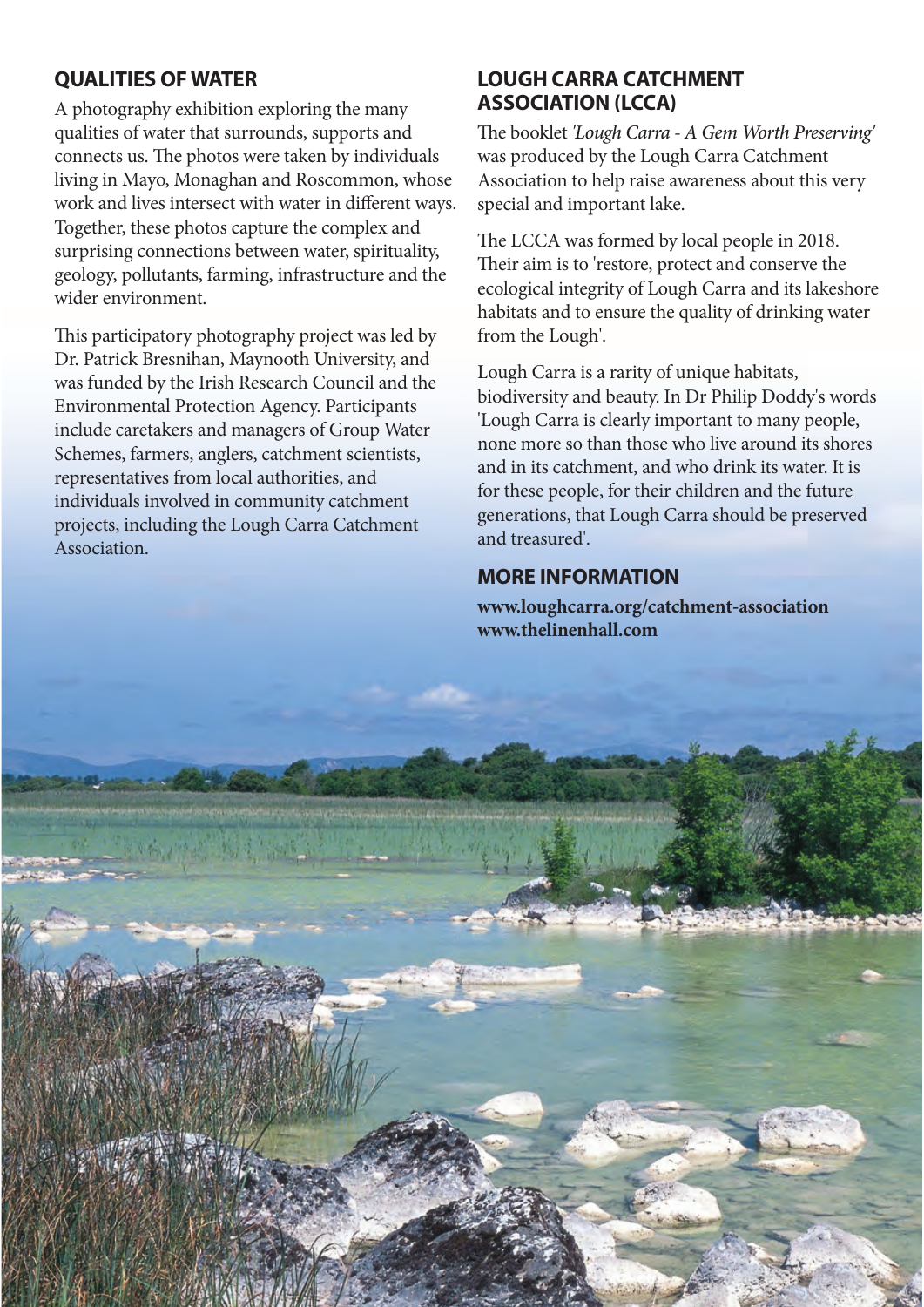## QUALITIES OF WATER

A photography exhibition exploring the many qualities of water that surrounds, supports and connects us. The photos were taken by individuals living in Mayo, Monaghan and Roscommon, whose work and lives intersect with water in different ways. Together, these photos capture the complex and surprising connections between water, spirituality, geology, pollutants, farming, infrastructure and the wider environment.

This participatory photography project was led by Dr. Patrick Bresnihan, Maynooth University, and was funded by the Irish Research Council and the Environmental Protection Agency. Participants include caretakers and managers of Group Water Schemes, farmers, anglers, catchment scientists, representatives from local authorities, and individuals involved in community catchment projects, including the Lough Carra Catchment Association.

## LOUGH CARRA CATCHMENT ASSOCIATION (LCCA)

The booklet *'Lough Carra - A Gem Worth Preserving'* was produced by the Lough Carra Catchment Association to help raise awareness about this very special and important lake.

The LCCA was formed by local people in 2018. Their aim is to 'restore, protect and conserve the ecological integrity of Lough Carra and its lakeshore habitats and to ensure the quality of drinking water from the Lough'.

Lough Carra is a rarity of unique habitats, biodiversity and beauty. In Dr Philip Doddy's words 'Lough Carra is clearly important to many people, none more so than those who live around its shores and in its catchment, and who drink its water. It is for these people, for their children and the future generations, that Lough Carra should be preserved and treasured'.

## MORE INFORMATION

**www.loughcarra.org/catchment-association**
**www.thelinenhall.com**